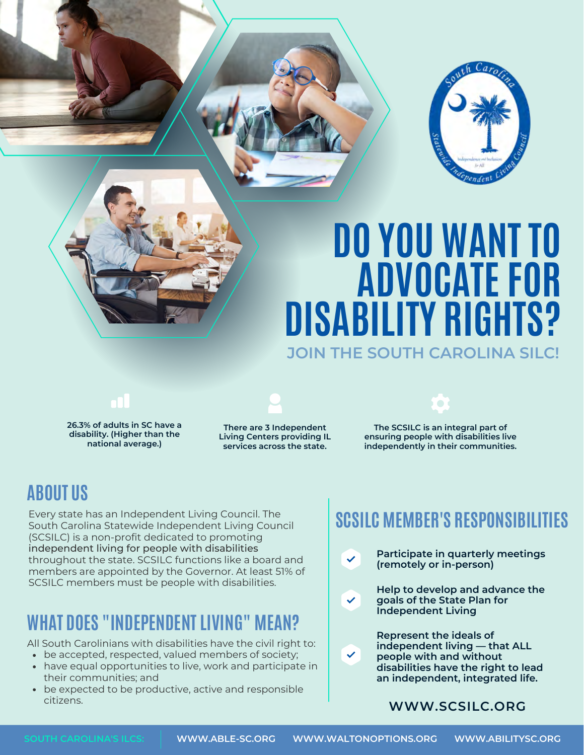# DO YOU WANT TO ADVOCATE FOR DISABILITY RIGHTS?

**JOIN THE SOUTH CAROLINA SILC!**

**26.3% of adults in SC have a disability. (Higher than the national average.)**

**There are 3 Independent Living Centers providing IL services across the state.**

**The SCSILC is an integral part of ensuring people with disabilities live independently in their communities.**

## ABOUT US

Every state has an Independent Living Council. The South Carolina Statewide Independent Living Council (SCSILC) is a non-profit dedicated to promoting independent living for people with disabilities throughout the state. SCSILC functions like a board and members are appointed by the Governor. At least 51% of SCSILC members must be people with disabilities.

## WHAT DOES "INDEPENDENT LIVING" MEAN?

All South Carolinians with disabilities have the civil right to:

- be accepted, respected, valued members of society;
- have equal opportunities to live, work and participate in their communities; and
- be expected to be productive, active and responsible citizens.

## SCSILC MEMBER'S RESPONSIBILITIES

- **Participate in quarterly meetings (remotely or in-person)**
- **Help to develop and advance the goals of the State Plan for Independent Living**
- **Represent the ideals of independent living — that ALL people with and without disabilities have the right to lead an independent, integrated life.**

**WWW.SCSILC.ORG**

SOUTH CAROLINA'S ILCS: WWW.ABLE-SC.ORG WWW.WALTONOPTIONS.ORG WWW.ABILITYSC.ORG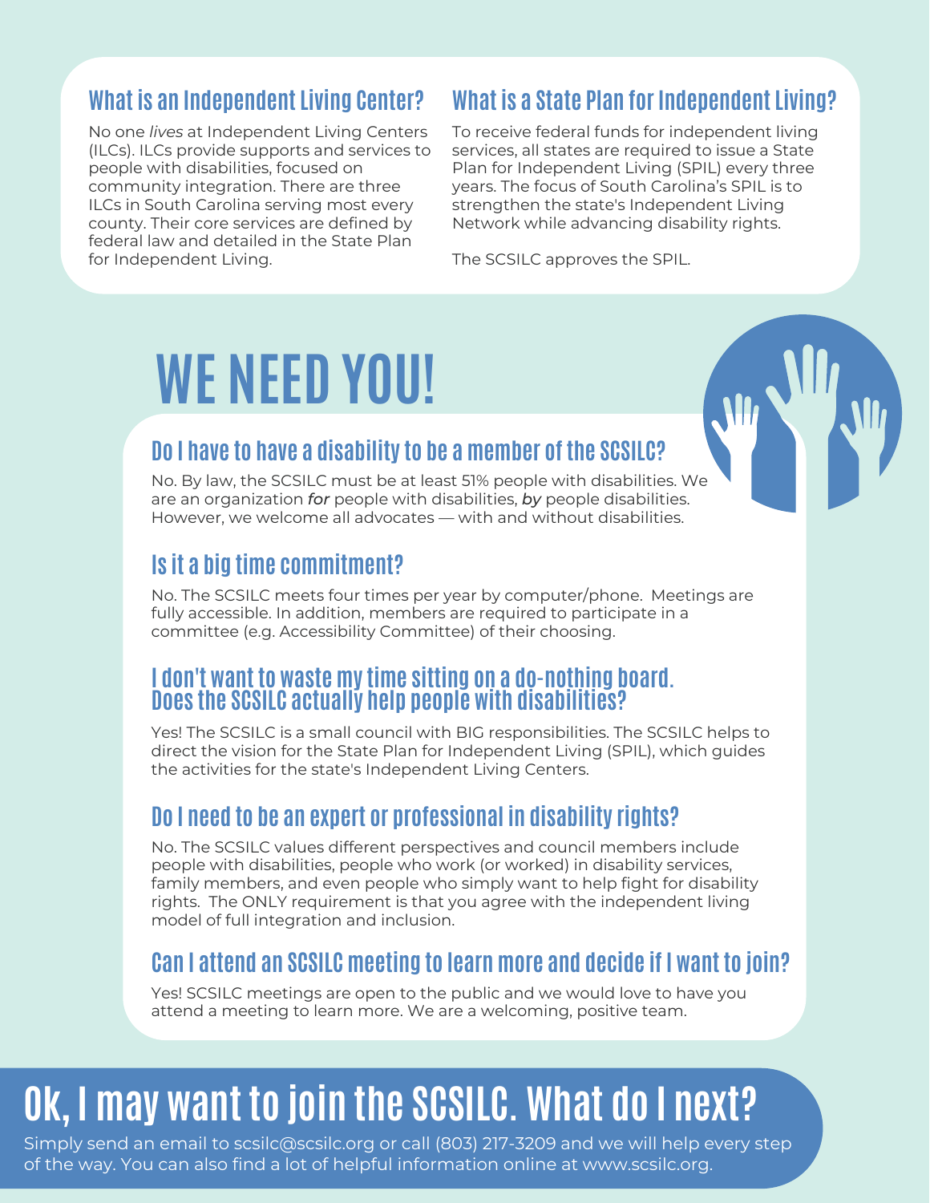## What is an Independent Living Center?

No one *lives* at Independent Living Centers (ILCs). ILCs provide supports and services to people with disabilities, focused on community integration. There are three ILCs in South Carolina serving most every county. Their core services are defined by federal law and detailed in the State Plan for Independent Living.

## What is a State Plan for Independent Living?

To receive federal funds for independent living services, all states are required to issue a State Plan for Independent Living (SPIL) every three years. The focus of South Carolina's SPIL is to strengthen the state's Independent Living Network while advancing disability rights.

The SCSILC approves the SPIL.

# WE NEED YOU!

### Do I have to have a disability to be a member of the SCSILC?

No. By law, the SCSILC must be at least 51% people with disabilities. We are an organization ***for*** people with disabilities, ***by*** people disabilities. However, we welcome all advocates — with and without disabilities.

### Is it a big time commitment?

No. The SCSILC meets four times per year by computer/phone. Meetings are fully accessible. In addition, members are required to participate in a committee (e.g. Accessibility Committee) of their choosing.

### I don't want to waste my time sitting on a do-nothing board. Does the SCSILC actually help people with disabilities?

Yes! The SCSILC is a small council with BIG responsibilities. The SCSILC helps to direct the vision for the State Plan for Independent Living (SPIL), which guides the activities for the state's Independent Living Centers.

### Do I need to be an expert or professional in disability rights?

No. The SCSILC values different perspectives and council members include people with disabilities, people who work (or worked) in disability services, family members, and even people who simply want to help fight for disability rights. The ONLY requirement is that you agree with the independent living model of full integration and inclusion.

### Can I attend an SCSILC meeting to learn more and decide if I want to join?

Yes! SCSILC meetings are open to the public and we would love to have you attend a meeting to learn more. We are a welcoming, positive team.

## Ok, I may want to join the SCSILC. What do I next?

Simply send an email to scsilc@scsilc.org or call (803) 217-3209 and we will help every step of the way. You can also find a lot of helpful information online at www.scsilc.org.